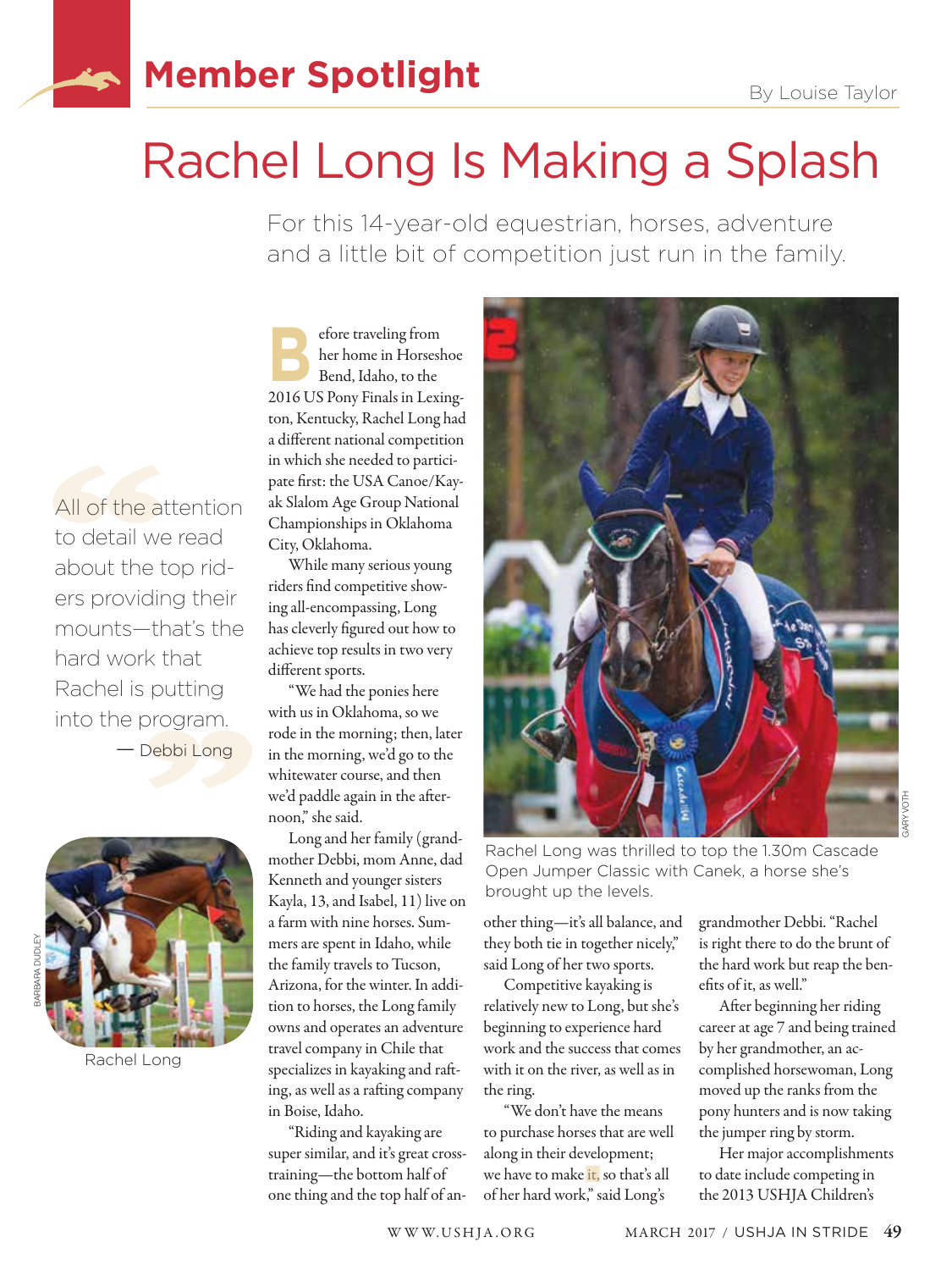## Member Spotlight

By Louise Taylor

# Rachel Long Is Making a Splash

For this 14-year-old equestrian, horses, adventure and a little bit of competition just run in the family.

> All of the attention to detail we read about the top riders providing their mounts—that's the hard work that Rachel is putting into the program.
> — Debbi Long

Rachel Long

Before traveling from her home in Horseshoe Bend, Idaho, to the 2016 US Pony Finals in Lexington, Kentucky, Rachel Long had a different national competition in which she needed to participate first: the USA Canoe/Kayak Slalom Age Group National Championships in Oklahoma City, Oklahoma.

While many serious young riders find competitive showing all-encompassing, Long has cleverly figured out how to achieve top results in two very different sports.

"We had the ponies here with us in Oklahoma, so we rode in the morning; then, later in the morning, we'd go to the whitewater course, and then we'd paddle again in the afternoon," she said.

Long and her family (grandmother Debbi, mom Anne, dad Kenneth and younger sisters Kayla, 13, and Isabel, 11) live on a farm with nine horses. Summers are spent in Idaho, while the family travels to Tucson, Arizona, for the winter. In addition to horses, the Long family owns and operates an adventure travel company in Chile that specializes in kayaking and rafting, as well as a rafting company in Boise, Idaho.

"Riding and kayaking are super similar, and it's great cross-training—the bottom half of one thing and the top half of another thing—it's all balance, and they both tie in together nicely," said Long of her two sports.

Rachel Long was thrilled to top the 1.30m Cascade Open Jumper Classic with Canek, a horse she's brought up the levels.

Competitive kayaking is relatively new to Long, but she's beginning to experience hard work and the success that comes with it on the river, as well as in the ring.

"We don't have the means to purchase horses that are well along in their development; we have to make it, so that's all of her hard work," said Long's grandmother Debbi. "Rachel is right there to do the brunt of the hard work but reap the benefits of it, as well."

After beginning her riding career at age 7 and being trained by her grandmother, an accomplished horsewoman, Long moved up the ranks from the pony hunters and is now taking the jumper ring by storm.

Her major accomplishments to date include competing in the 2013 USHJA Children's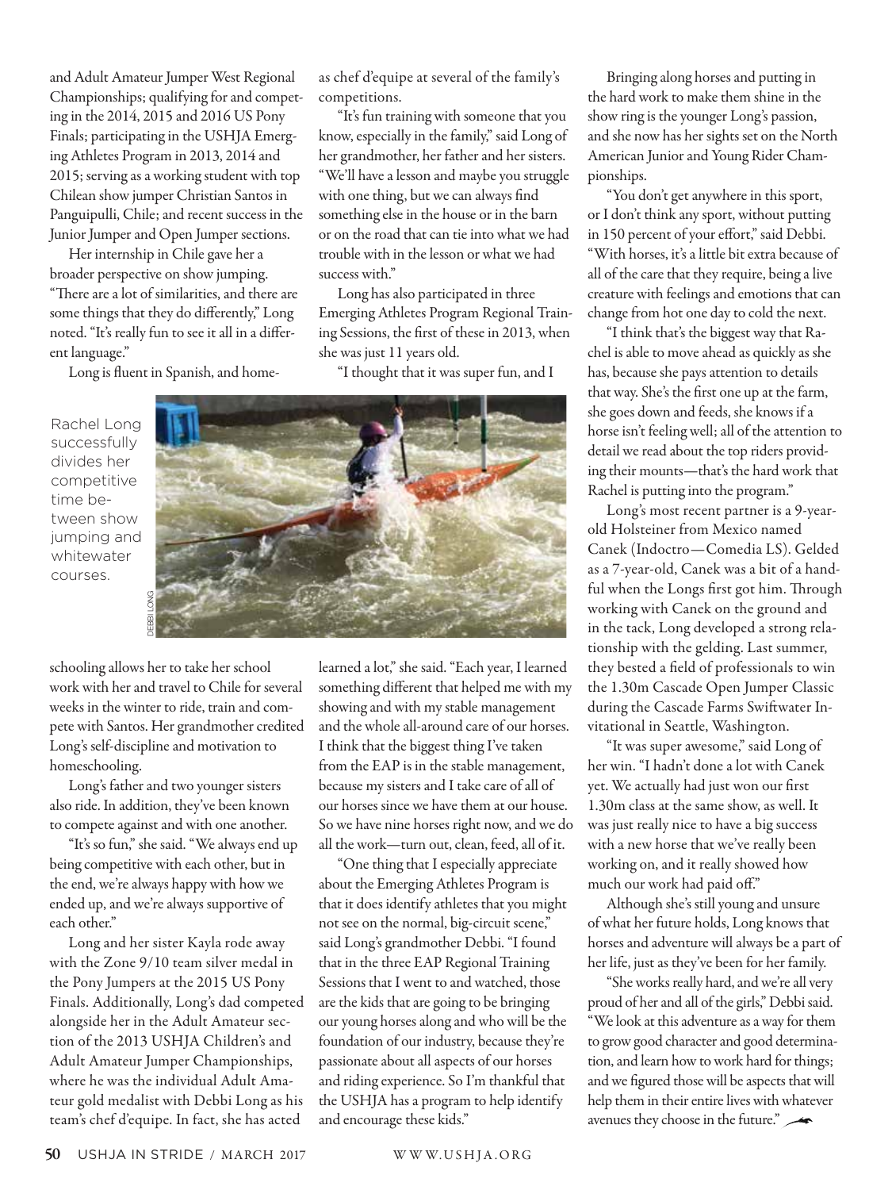and Adult Amateur Jumper West Regional Championships; qualifying for and competing in the 2014, 2015 and 2016 US Pony Finals; participating in the USHJA Emerging Athletes Program in 2013, 2014 and 2015; serving as a working student with top Chilean show jumper Christian Santos in Panguipulli, Chile; and recent success in the Junior Jumper and Open Jumper sections.

Her internship in Chile gave her a broader perspective on show jumping. "There are a lot of similarities, and there are some things that they do differently," Long noted. "It's really fun to see it all in a different language."

Long is fluent in Spanish, and homeschooling allows her to take her school work with her and travel to Chile for several weeks in the winter to ride, train and compete with Santos. Her grandmother credited Long's self-discipline and motivation to homeschooling.

Long's father and two younger sisters also ride. In addition, they've been known to compete against and with one another.

"It's so fun," she said. "We always end up being competitive with each other, but in the end, we're always happy with how we ended up, and we're always supportive of each other."

Long and her sister Kayla rode away with the Zone 9/10 team silver medal in the Pony Jumpers at the 2015 US Pony Finals. Additionally, Long's dad competed alongside her in the Adult Amateur section of the 2013 USHJA Children's and Adult Amateur Jumper Championships, where he was the individual Adult Amateur gold medalist with Debbi Long as his team's chef d'equipe. In fact, she has acted as chef d'equipe at several of the family's competitions.

"It's fun training with someone that you know, especially in the family," said Long of her grandmother, her father and her sisters. "We'll have a lesson and maybe you struggle with one thing, but we can always find something else in the house or in the barn or on the road that can tie into what we had trouble with in the lesson or what we had success with."

Long has also participated in three Emerging Athletes Program Regional Training Sessions, the first of these in 2013, when she was just 11 years old.

"I thought that it was super fun, and I learned a lot," she said. "Each year, I learned something different that helped me with my showing and with my stable management and the whole all-around care of our horses. I think that the biggest thing I've taken from the EAP is in the stable management, because my sisters and I take care of all of our horses since we have them at our house. So we have nine horses right now, and we do all the work—turn out, clean, feed, all of it.

"One thing that I especially appreciate about the Emerging Athletes Program is that it does identify athletes that you might not see on the normal, big-circuit scene," said Long's grandmother Debbi. "I found that in the three EAP Regional Training Sessions that I went to and watched, those are the kids that are going to be bringing our young horses along and who will be the foundation of our industry, because they're passionate about all aspects of our horses and riding experience. So I'm thankful that the USHJA has a program to help identify and encourage these kids."

Rachel Long successfully divides her competitive time between show jumping and whitewater courses.

DEBBI LONG

Bringing along horses and putting in the hard work to make them shine in the show ring is the younger Long's passion, and she now has her sights set on the North American Junior and Young Rider Championships.

"You don't get anywhere in this sport, or I don't think any sport, without putting in 150 percent of your effort," said Debbi. "With horses, it's a little bit extra because of all of the care that they require, being a live creature with feelings and emotions that can change from hot one day to cold the next.

"I think that's the biggest way that Rachel is able to move ahead as quickly as she has, because she pays attention to details that way. She's the first one up at the farm, she goes down and feeds, she knows if a horse isn't feeling well; all of the attention to detail we read about the top riders providing their mounts—that's the hard work that Rachel is putting into the program."

Long's most recent partner is a 9-year-old Holsteiner from Mexico named Canek (Indoctro—Comedia LS). Gelded as a 7-year-old, Canek was a bit of a handful when the Longs first got him. Through working with Canek on the ground and in the tack, Long developed a strong relationship with the gelding. Last summer, they bested a field of professionals to win the 1.30m Cascade Open Jumper Classic during the Cascade Farms Swiftwater Invitational in Seattle, Washington.

"It was super awesome," said Long of her win. "I hadn't done a lot with Canek yet. We actually had just won our first 1.30m class at the same show, as well. It was just really nice to have a big success with a new horse that we've really been working on, and it really showed how much our work had paid off."

Although she's still young and unsure of what her future holds, Long knows that horses and adventure will always be a part of her life, just as they've been for her family.

"She works really hard, and we're all very proud of her and all of the girls," Debbi said. "We look at this adventure as a way for them to grow good character and good determination, and learn how to work hard for things; and we figured those will be aspects that will help them in their entire lives with whatever avenues they choose in the future."